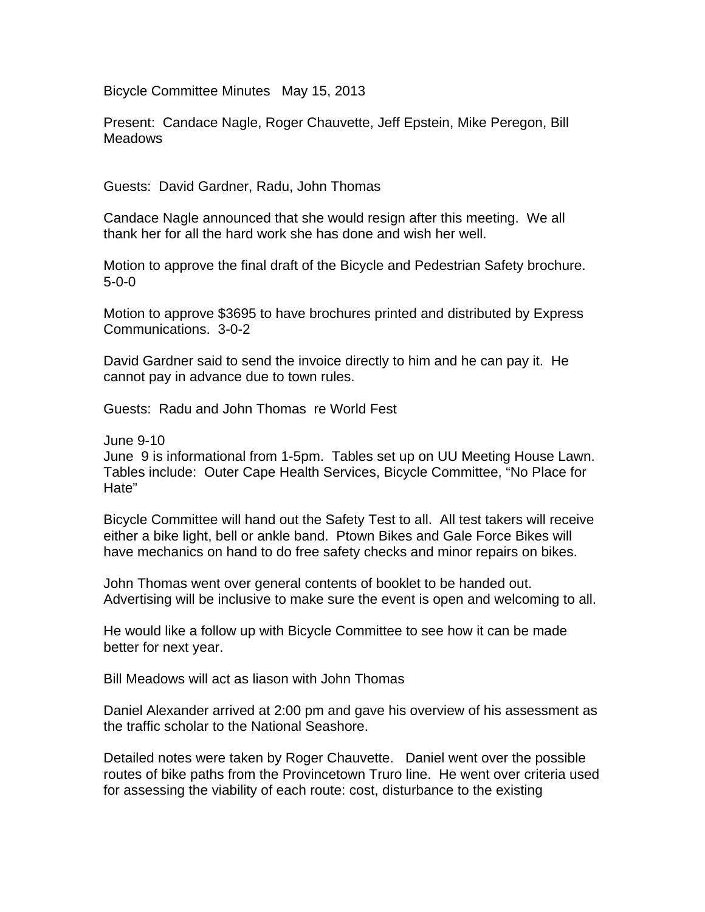Bicycle Committee Minutes   May 15, 2013

Present:  Candace Nagle, Roger Chauvette, Jeff Epstein, Mike Peregon, Bill Meadows

Guests:  David Gardner, Radu, John Thomas

Candace Nagle announced that she would resign after this meeting.  We all thank her for all the hard work she has done and wish her well.

Motion to approve the final draft of the Bicycle and Pedestrian Safety brochure. 5-0-0

Motion to approve $3695 to have brochures printed and distributed by Express Communications.  3-0-2

David Gardner said to send the invoice directly to him and he can pay it.  He cannot pay in advance due to town rules.

Guests:  Radu and John Thomas  re World Fest

June 9-10
June  9 is informational from 1-5pm.  Tables set up on UU Meeting House Lawn. Tables include:  Outer Cape Health Services, Bicycle Committee, "No Place for Hate"

Bicycle Committee will hand out the Safety Test to all.  All test takers will receive either a bike light, bell or ankle band.  Ptown Bikes and Gale Force Bikes will have mechanics on hand to do free safety checks and minor repairs on bikes.

John Thomas went over general contents of booklet to be handed out. Advertising will be inclusive to make sure the event is open and welcoming to all.

He would like a follow up with Bicycle Committee to see how it can be made better for next year.

Bill Meadows will act as liason with John Thomas

Daniel Alexander arrived at 2:00 pm and gave his overview of his assessment as the traffic scholar to the National Seashore.

Detailed notes were taken by Roger Chauvette.   Daniel went over the possible routes of bike paths from the Provincetown Truro line.  He went over criteria used for assessing the viability of each route: cost, disturbance to the existing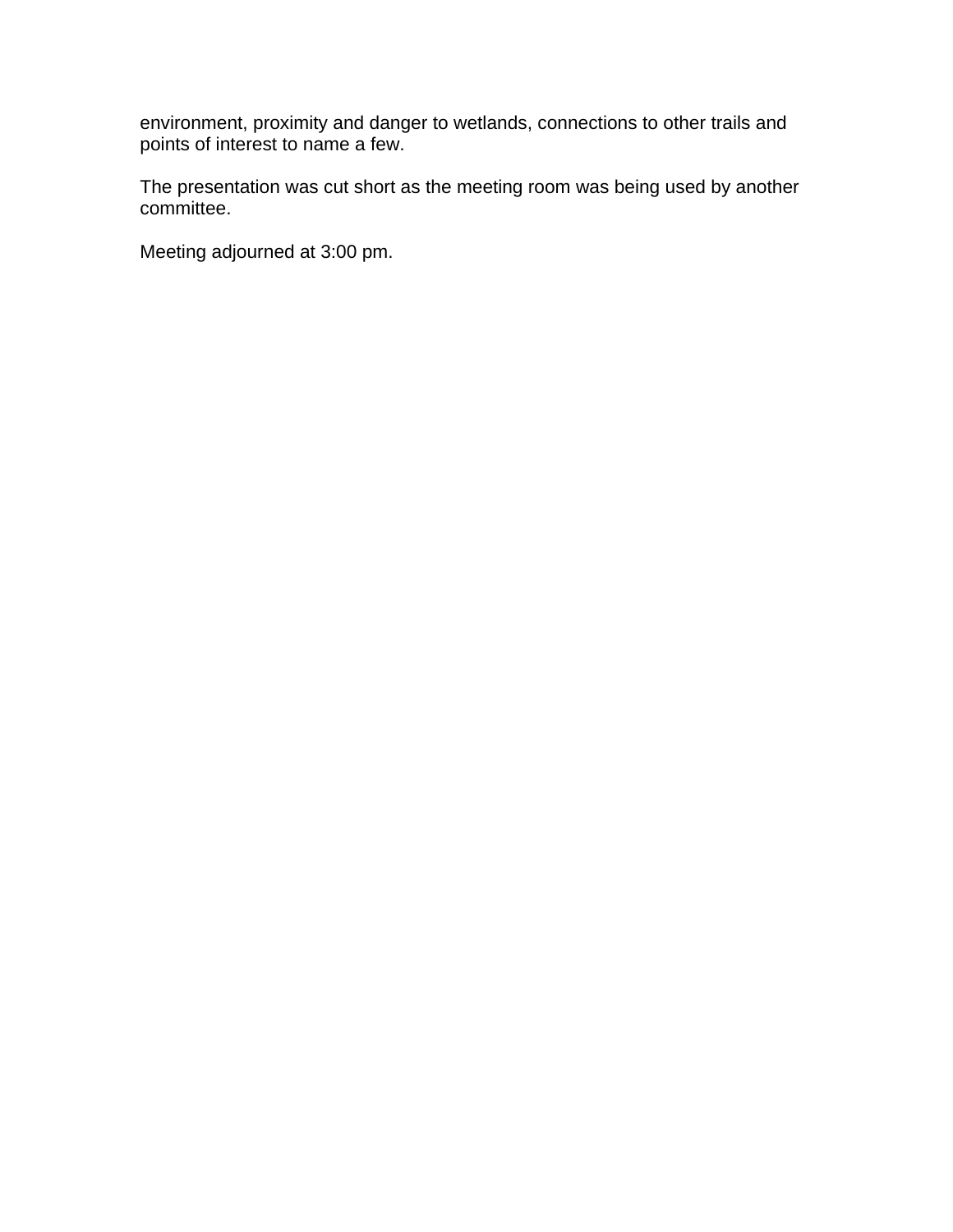environment, proximity and danger to wetlands, connections to other trails and points of interest to name a few.

The presentation was cut short as the meeting room was being used by another committee.

Meeting adjourned at 3:00 pm.